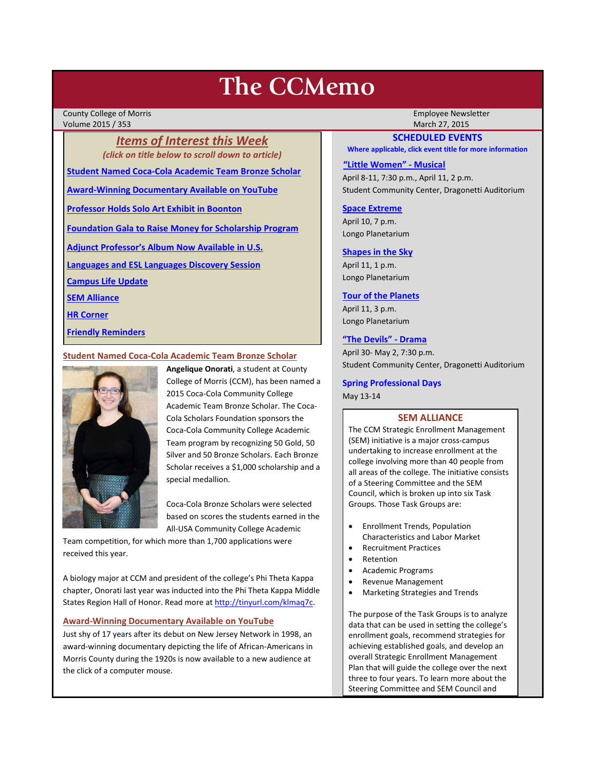# The CCMemo

County College of Morris
Volume 2015 / 353

Employee Newsletter
March 27, 2015

## *Items of Interest this Week*

*(click on title below to scroll down to article)*

- Student Named Coca-Cola Academic Team Bronze Scholar
- Award-Winning Documentary Available on YouTube
- Professor Holds Solo Art Exhibit in Boonton
- Foundation Gala to Raise Money for Scholarship Program
- Adjunct Professor's Album Now Available in U.S.
- Languages and ESL Languages Discovery Session
- Campus Life Update
- SEM Alliance
- HR Corner
- Friendly Reminders

### Student Named Coca-Cola Academic Team Bronze Scholar

**Angelique Onorati**, a student at County College of Morris (CCM), has been named a 2015 Coca-Cola Community College Academic Team Bronze Scholar. The Coca-Cola Scholars Foundation sponsors the Coca-Cola Community College Academic Team program by recognizing 50 Gold, 50 Silver and 50 Bronze Scholars. Each Bronze Scholar receives a $1,000 scholarship and a special medallion.

Coca-Cola Bronze Scholars were selected based on scores the students earned in the All-USA Community College Academic Team competition, for which more than 1,700 applications were received this year.

A biology major at CCM and president of the college's Phi Theta Kappa chapter, Onorati last year was inducted into the Phi Theta Kappa Middle States Region Hall of Honor. Read more at http://tinyurl.com/klmaq7c.

### Award-Winning Documentary Available on YouTube

Just shy of 17 years after its debut on New Jersey Network in 1998, an award-winning documentary depicting the life of African-Americans in Morris County during the 1920s is now available to a new audience at the click of a computer mouse.

## SCHEDULED EVENTS

**Where applicable, click event title for more information**

**"Little Women" - Musical**
April 8-11, 7:30 p.m., April 11, 2 p.m.
Student Community Center, Dragonetti Auditorium

**Space Extreme**
April 10, 7 p.m.
Longo Planetarium

**Shapes in the Sky**
April 11, 1 p.m.
Longo Planetarium

**Tour of the Planets**
April 11, 3 p.m.
Longo Planetarium

**"The Devils" - Drama**
April 30- May 2, 7:30 p.m.
Student Community Center, Dragonetti Auditorium

**Spring Professional Days**
May 13-14

## SEM ALLIANCE

The CCM Strategic Enrollment Management (SEM) initiative is a major cross-campus undertaking to increase enrollment at the college involving more than 40 people from all areas of the college. The initiative consists of a Steering Committee and the SEM Council, which is broken up into six Task Groups. Those Task Groups are:

- Enrollment Trends, Population Characteristics and Labor Market
- Recruitment Practices
- Retention
- Academic Programs
- Revenue Management
- Marketing Strategies and Trends

The purpose of the Task Groups is to analyze data that can be used in setting the college's enrollment goals, recommend strategies for achieving established goals, and develop an overall Strategic Enrollment Management Plan that will guide the college over the next three to four years. To learn more about the Steering Committee and SEM Council and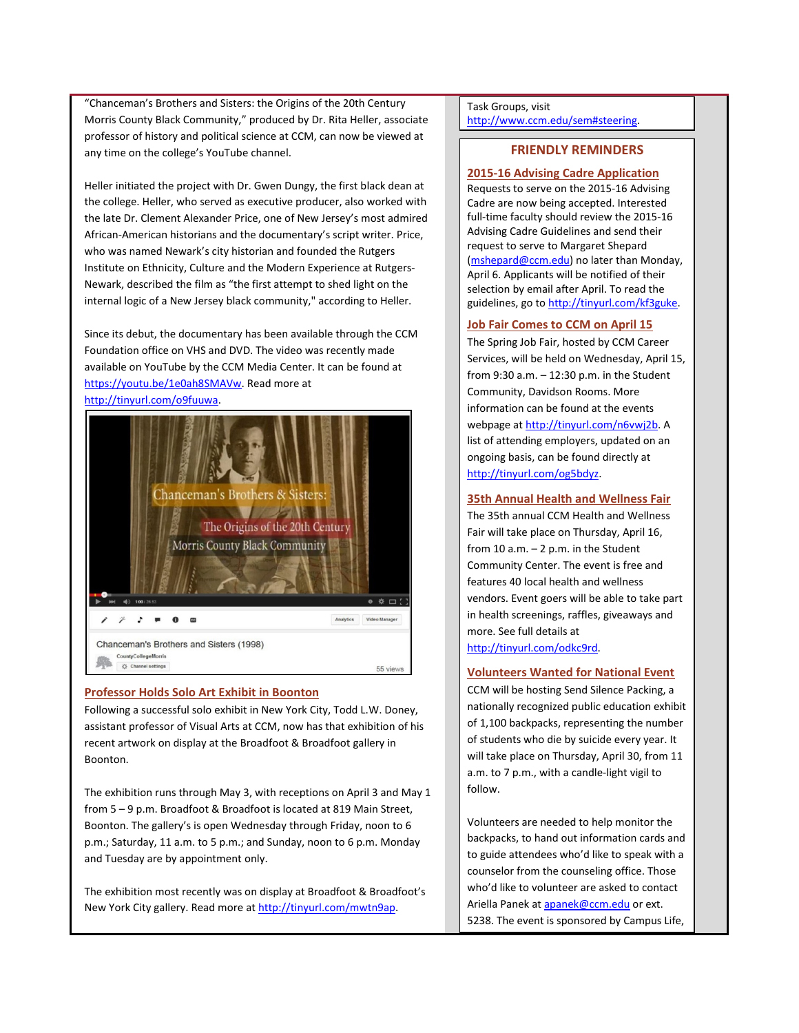"Chanceman's Brothers and Sisters: the Origins of the 20th Century Morris County Black Community," produced by Dr. Rita Heller, associate professor of history and political science at CCM, can now be viewed at any time on the college's YouTube channel.

Heller initiated the project with Dr. Gwen Dungy, the first black dean at the college. Heller, who served as executive producer, also worked with the late Dr. Clement Alexander Price, one of New Jersey's most admired African-American historians and the documentary's script writer. Price, who was named Newark's city historian and founded the Rutgers Institute on Ethnicity, Culture and the Modern Experience at Rutgers-Newark, described the film as "the first attempt to shed light on the internal logic of a New Jersey black community," according to Heller.

Since its debut, the documentary has been available through the CCM Foundation office on VHS and DVD. The video was recently made available on YouTube by the CCM Media Center. It can be found at https://youtu.be/1e0ah8SMAVw. Read more at http://tinyurl.com/o9fuuwa.

## Professor Holds Solo Art Exhibit in Boonton

Following a successful solo exhibit in New York City, Todd L.W. Doney, assistant professor of Visual Arts at CCM, now has that exhibition of his recent artwork on display at the Broadfoot & Broadfoot gallery in Boonton.

The exhibition runs through May 3, with receptions on April 3 and May 1 from 5 – 9 p.m. Broadfoot & Broadfoot is located at 819 Main Street, Boonton. The gallery's is open Wednesday through Friday, noon to 6 p.m.; Saturday, 11 a.m. to 5 p.m.; and Sunday, noon to 6 p.m. Monday and Tuesday are by appointment only.

The exhibition most recently was on display at Broadfoot & Broadfoot's New York City gallery. Read more at http://tinyurl.com/mwtn9ap.

Task Groups, visit http://www.ccm.edu/sem#steering.

## FRIENDLY REMINDERS

### 2015-16 Advising Cadre Application

Requests to serve on the 2015-16 Advising Cadre are now being accepted. Interested full-time faculty should review the 2015-16 Advising Cadre Guidelines and send their request to serve to Margaret Shepard (mshepard@ccm.edu) no later than Monday, April 6. Applicants will be notified of their selection by email after April. To read the guidelines, go to http://tinyurl.com/kf3guke.

### Job Fair Comes to CCM on April 15

The Spring Job Fair, hosted by CCM Career Services, will be held on Wednesday, April 15, from 9:30 a.m. – 12:30 p.m. in the Student Community, Davidson Rooms. More information can be found at the events webpage at http://tinyurl.com/n6vwj2b. A list of attending employers, updated on an ongoing basis, can be found directly at http://tinyurl.com/og5bdyz.

### 35th Annual Health and Wellness Fair

The 35th annual CCM Health and Wellness Fair will take place on Thursday, April 16, from 10 a.m. – 2 p.m. in the Student Community Center. The event is free and features 40 local health and wellness vendors. Event goers will be able to take part in health screenings, raffles, giveaways and more. See full details at http://tinyurl.com/odkc9rd.

### Volunteers Wanted for National Event

CCM will be hosting Send Silence Packing, a nationally recognized public education exhibit of 1,100 backpacks, representing the number of students who die by suicide every year. It will take place on Thursday, April 30, from 11 a.m. to 7 p.m., with a candle-light vigil to follow.

Volunteers are needed to help monitor the backpacks, to hand out information cards and to guide attendees who'd like to speak with a counselor from the counseling office. Those who'd like to volunteer are asked to contact Ariella Panek at apanek@ccm.edu or ext. 5238. The event is sponsored by Campus Life,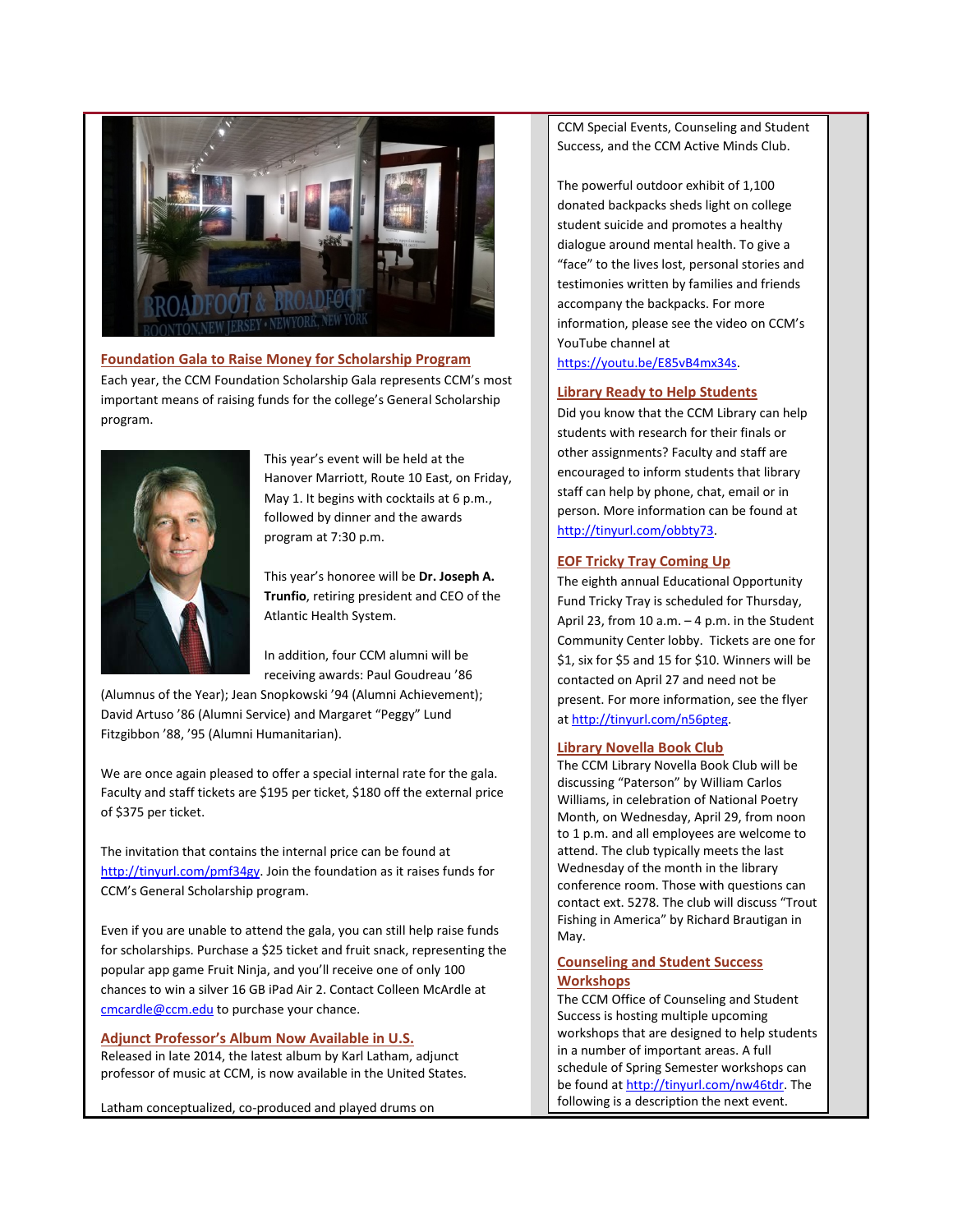## Foundation Gala to Raise Money for Scholarship Program

Each year, the CCM Foundation Scholarship Gala represents CCM's most important means of raising funds for the college's General Scholarship program.

This year's event will be held at the Hanover Marriott, Route 10 East, on Friday, May 1. It begins with cocktails at 6 p.m., followed by dinner and the awards program at 7:30 p.m.

This year's honoree will be **Dr. Joseph A. Trunfio**, retiring president and CEO of the Atlantic Health System.

In addition, four CCM alumni will be receiving awards: Paul Goudreau '86 (Alumnus of the Year); Jean Snopkowski '94 (Alumni Achievement); David Artuso '86 (Alumni Service) and Margaret "Peggy" Lund Fitzgibbon '88, '95 (Alumni Humanitarian).

We are once again pleased to offer a special internal rate for the gala. Faculty and staff tickets are $195 per ticket, $180 off the external price of $375 per ticket.

The invitation that contains the internal price can be found at http://tinyurl.com/pmf34gy. Join the foundation as it raises funds for CCM's General Scholarship program.

Even if you are unable to attend the gala, you can still help raise funds for scholarships. Purchase a $25 ticket and fruit snack, representing the popular app game Fruit Ninja, and you'll receive one of only 100 chances to win a silver 16 GB iPad Air 2. Contact Colleen McArdle at cmcardle@ccm.edu to purchase your chance.

## Adjunct Professor's Album Now Available in U.S.

Released in late 2014, the latest album by Karl Latham, adjunct professor of music at CCM, is now available in the United States.

Latham conceptualized, co-produced and played drums on

CCM Special Events, Counseling and Student Success, and the CCM Active Minds Club.

The powerful outdoor exhibit of 1,100 donated backpacks sheds light on college student suicide and promotes a healthy dialogue around mental health. To give a "face" to the lives lost, personal stories and testimonies written by families and friends accompany the backpacks. For more information, please see the video on CCM's YouTube channel at https://youtu.be/E85vB4mx34s.

## Library Ready to Help Students

Did you know that the CCM Library can help students with research for their finals or other assignments? Faculty and staff are encouraged to inform students that library staff can help by phone, chat, email or in person. More information can be found at http://tinyurl.com/obbty73.

## EOF Tricky Tray Coming Up

The eighth annual Educational Opportunity Fund Tricky Tray is scheduled for Thursday, April 23, from 10 a.m. – 4 p.m. in the Student Community Center lobby. Tickets are one for $1, six for $5 and 15 for $10. Winners will be contacted on April 27 and need not be present. For more information, see the flyer at http://tinyurl.com/n56pteg.

## Library Novella Book Club

The CCM Library Novella Book Club will be discussing "Paterson" by William Carlos Williams, in celebration of National Poetry Month, on Wednesday, April 29, from noon to 1 p.m. and all employees are welcome to attend. The club typically meets the last Wednesday of the month in the library conference room. Those with questions can contact ext. 5278. The club will discuss "Trout Fishing in America" by Richard Brautigan in May.

## Counseling and Student Success Workshops

The CCM Office of Counseling and Student Success is hosting multiple upcoming workshops that are designed to help students in a number of important areas. A full schedule of Spring Semester workshops can be found at http://tinyurl.com/nw46tdr. The following is a description the next event.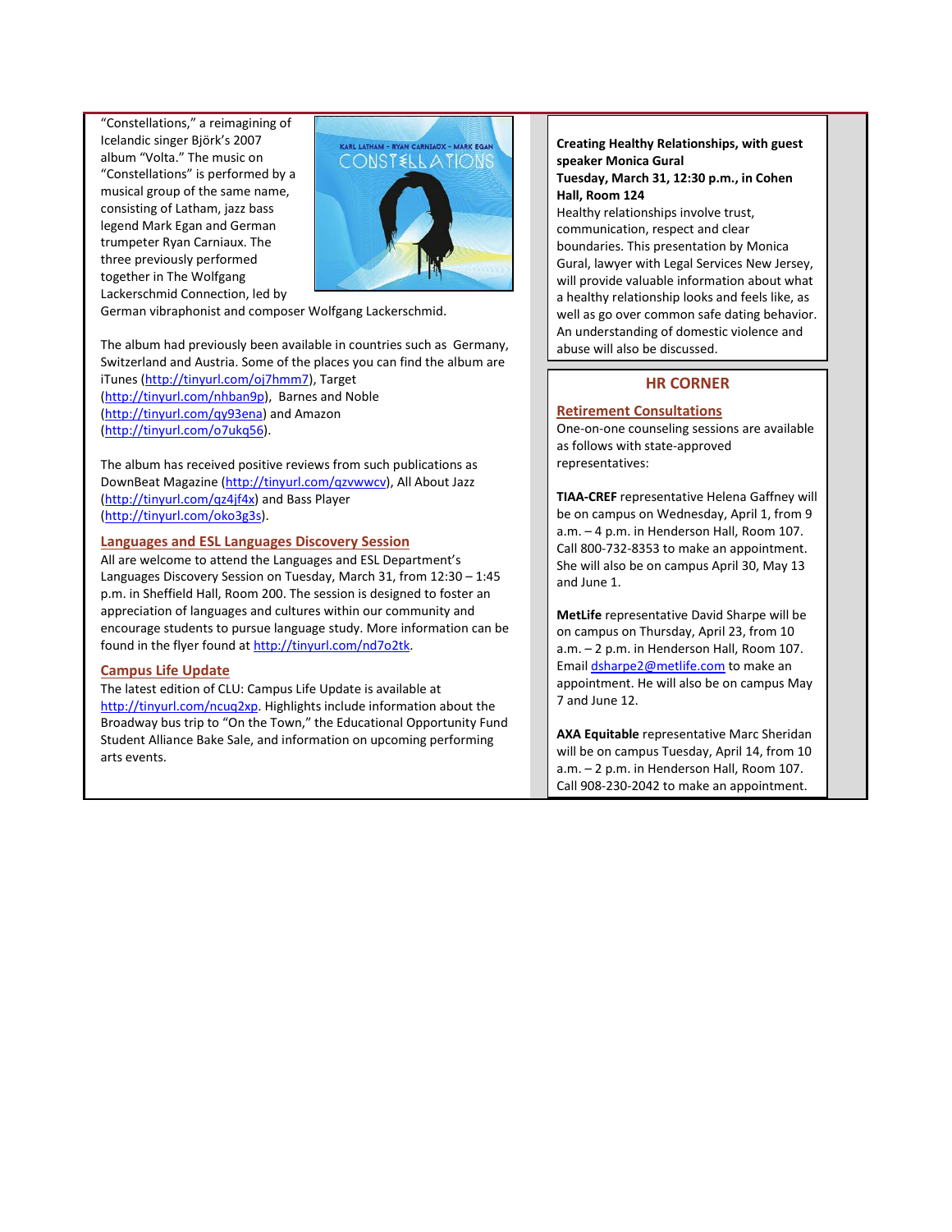"Constellations," a reimagining of Icelandic singer Björk's 2007 album "Volta." The music on "Constellations" is performed by a musical group of the same name, consisting of Latham, jazz bass legend Mark Egan and German trumpeter Ryan Carniaux. The three previously performed together in The Wolfgang Lackerschmid Connection, led by German vibraphonist and composer Wolfgang Lackerschmid.

The album had previously been available in countries such as Germany, Switzerland and Austria. Some of the places you can find the album are iTunes (http://tinyurl.com/oj7hmm7), Target (http://tinyurl.com/nhban9p), Barnes and Noble (http://tinyurl.com/qy93ena) and Amazon (http://tinyurl.com/o7ukq56).

The album has received positive reviews from such publications as DownBeat Magazine (http://tinyurl.com/qzvwwcv), All About Jazz (http://tinyurl.com/qz4jf4x) and Bass Player (http://tinyurl.com/oko3g3s).

## Languages and ESL Languages Discovery Session

All are welcome to attend the Languages and ESL Department's Languages Discovery Session on Tuesday, March 31, from 12:30 – 1:45 p.m. in Sheffield Hall, Room 200. The session is designed to foster an appreciation of languages and cultures within our community and encourage students to pursue language study. More information can be found in the flyer found at http://tinyurl.com/nd7o2tk.

## Campus Life Update

The latest edition of CLU: Campus Life Update is available at http://tinyurl.com/ncuq2xp. Highlights include information about the Broadway bus trip to "On the Town," the Educational Opportunity Fund Student Alliance Bake Sale, and information on upcoming performing arts events.

**Creating Healthy Relationships, with guest speaker Monica Gural**
**Tuesday, March 31, 12:30 p.m., in Cohen Hall, Room 124**

Healthy relationships involve trust, communication, respect and clear boundaries. This presentation by Monica Gural, lawyer with Legal Services New Jersey, will provide valuable information about what a healthy relationship looks and feels like, as well as go over common safe dating behavior. An understanding of domestic violence and abuse will also be discussed.

## HR CORNER

### Retirement Consultations

One-on-one counseling sessions are available as follows with state-approved representatives:

**TIAA-CREF** representative Helena Gaffney will be on campus on Wednesday, April 1, from 9 a.m. – 4 p.m. in Henderson Hall, Room 107. Call 800-732-8353 to make an appointment. She will also be on campus April 30, May 13 and June 1.

**MetLife** representative David Sharpe will be on campus on Thursday, April 23, from 10 a.m. – 2 p.m. in Henderson Hall, Room 107. Email dsharpe2@metlife.com to make an appointment. He will also be on campus May 7 and June 12.

**AXA Equitable** representative Marc Sheridan will be on campus Tuesday, April 14, from 10 a.m. – 2 p.m. in Henderson Hall, Room 107. Call 908-230-2042 to make an appointment.